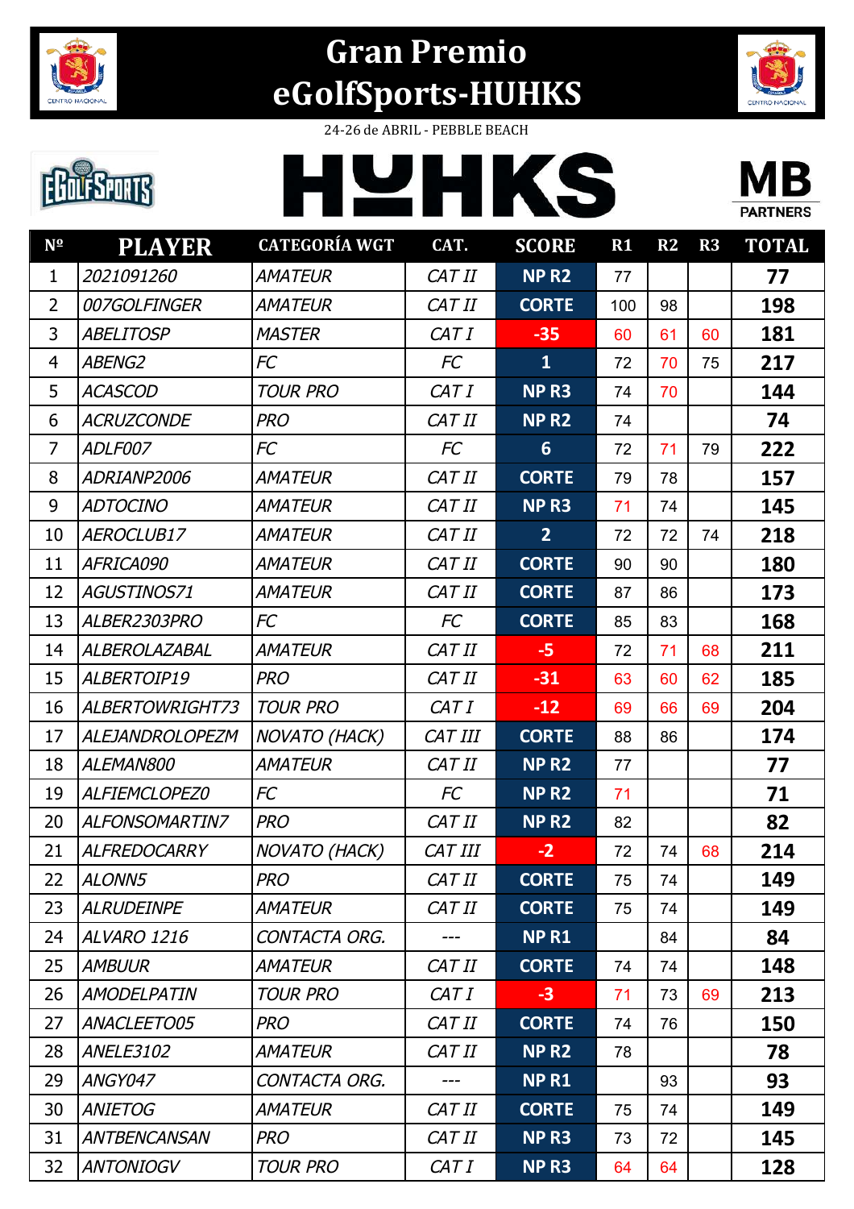# Gran Premio eGolfSports-HUHKS

24-26 de ABRIL - PEBBLE BEACH

HUHKS

MB PARTNERS

| Nº | PLAYER | CATEGORÍA WGT | CAT. | SCORE | R1 | R2 | R3 | TOTAL |
|---|---|---|---|---|---|---|---|---|
| 1 | 2021091260 | AMATEUR | CAT II | NP R2 | 77 | | | 77 |
| 2 | 007GOLFINGER | AMATEUR | CAT II | CORTE | 100 | 98 | | 198 |
| 3 | ABELITOSP | MASTER | CAT I | -35 | 60 | 61 | 60 | 181 |
| 4 | ABENG2 | FC | FC | 1 | 72 | 70 | 75 | 217 |
| 5 | ACASCOD | TOUR PRO | CAT I | NP R3 | 74 | 70 | | 144 |
| 6 | ACRUZCONDE | PRO | CAT II | NP R2 | 74 | | | 74 |
| 7 | ADLF007 | FC | FC | 6 | 72 | 71 | 79 | 222 |
| 8 | ADRIANP2006 | AMATEUR | CAT II | CORTE | 79 | 78 | | 157 |
| 9 | ADTOCINO | AMATEUR | CAT II | NP R3 | 71 | 74 | | 145 |
| 10 | AEROCLUB17 | AMATEUR | CAT II | 2 | 72 | 72 | 74 | 218 |
| 11 | AFRICA090 | AMATEUR | CAT II | CORTE | 90 | 90 | | 180 |
| 12 | AGUSTINOS71 | AMATEUR | CAT II | CORTE | 87 | 86 | | 173 |
| 13 | ALBER2303PRO | FC | FC | CORTE | 85 | 83 | | 168 |
| 14 | ALBEROLAZABAL | AMATEUR | CAT II | -5 | 72 | 71 | 68 | 211 |
| 15 | ALBERTOIP19 | PRO | CAT II | -31 | 63 | 60 | 62 | 185 |
| 16 | ALBERTOWRIGHT73 | TOUR PRO | CAT I | -12 | 69 | 66 | 69 | 204 |
| 17 | ALEJANDROLOPEZM | NOVATO (HACK) | CAT III | CORTE | 88 | 86 | | 174 |
| 18 | ALEMAN800 | AMATEUR | CAT II | NP R2 | 77 | | | 77 |
| 19 | ALFIEMCLOPEZ0 | FC | FC | NP R2 | 71 | | | 71 |
| 20 | ALFONSOMARTIN7 | PRO | CAT II | NP R2 | 82 | | | 82 |
| 21 | ALFREDOCARRY | NOVATO (HACK) | CAT III | -2 | 72 | 74 | 68 | 214 |
| 22 | ALONN5 | PRO | CAT II | CORTE | 75 | 74 | | 149 |
| 23 | ALRUDEINPE | AMATEUR | CAT II | CORTE | 75 | 74 | | 149 |
| 24 | ALVARO 1216 | CONTACTA ORG. | --- | NP R1 | | 84 | | 84 |
| 25 | AMBUUR | AMATEUR | CAT II | CORTE | 74 | 74 | | 148 |
| 26 | AMODELPATIN | TOUR PRO | CAT I | -3 | 71 | 73 | 69 | 213 |
| 27 | ANACLEETO05 | PRO | CAT II | CORTE | 74 | 76 | | 150 |
| 28 | ANELE3102 | AMATEUR | CAT II | NP R2 | 78 | | | 78 |
| 29 | ANGY047 | CONTACTA ORG. | --- | NP R1 | | 93 | | 93 |
| 30 | ANIETOG | AMATEUR | CAT II | CORTE | 75 | 74 | | 149 |
| 31 | ANTBENCANSAN | PRO | CAT II | NP R3 | 73 | 72 | | 145 |
| 32 | ANTONIOGV | TOUR PRO | CAT I | NP R3 | 64 | 64 | | 128 |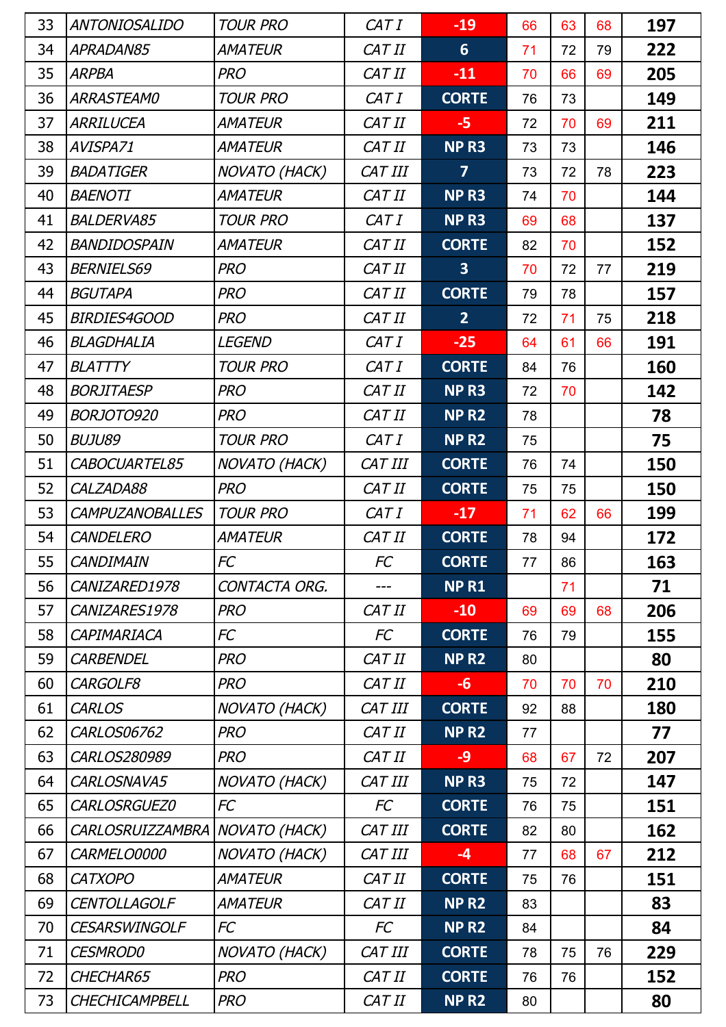| | | | | | | | | |
|---|---|---|---|---|---|---|---|---|
| 33 | ANTONIOSALIDO | TOUR PRO | CAT I | -19 | 66 | 63 | 68 | 197 |
| 34 | APRADAN85 | AMATEUR | CAT II | 6 | 71 | 72 | 79 | 222 |
| 35 | ARPBA | PRO | CAT II | -11 | 70 | 66 | 69 | 205 |
| 36 | ARRASTEAM0 | TOUR PRO | CAT I | CORTE | 76 | 73 | | 149 |
| 37 | ARRILUCEA | AMATEUR | CAT II | -5 | 72 | 70 | 69 | 211 |
| 38 | AVISPA71 | AMATEUR | CAT II | NP R3 | 73 | 73 | | 146 |
| 39 | BADATIGER | NOVATO (HACK) | CAT III | 7 | 73 | 72 | 78 | 223 |
| 40 | BAENOTI | AMATEUR | CAT II | NP R3 | 74 | 70 | | 144 |
| 41 | BALDERVA85 | TOUR PRO | CAT I | NP R3 | 69 | 68 | | 137 |
| 42 | BANDIDOSPAIN | AMATEUR | CAT II | CORTE | 82 | 70 | | 152 |
| 43 | BERNIELS69 | PRO | CAT II | 3 | 70 | 72 | 77 | 219 |
| 44 | BGUTAPA | PRO | CAT II | CORTE | 79 | 78 | | 157 |
| 45 | BIRDIES4GOOD | PRO | CAT II | 2 | 72 | 71 | 75 | 218 |
| 46 | BLAGDHALIA | LEGEND | CAT I | -25 | 64 | 61 | 66 | 191 |
| 47 | BLATTTY | TOUR PRO | CAT I | CORTE | 84 | 76 | | 160 |
| 48 | BORJITAESP | PRO | CAT II | NP R3 | 72 | 70 | | 142 |
| 49 | BORJOTO920 | PRO | CAT II | NP R2 | 78 | | | 78 |
| 50 | BUJU89 | TOUR PRO | CAT I | NP R2 | 75 | | | 75 |
| 51 | CABOCUARTEL85 | NOVATO (HACK) | CAT III | CORTE | 76 | 74 | | 150 |
| 52 | CALZADA88 | PRO | CAT II | CORTE | 75 | 75 | | 150 |
| 53 | CAMPUZANOBALLES | TOUR PRO | CAT I | -17 | 71 | 62 | 66 | 199 |
| 54 | CANDELERO | AMATEUR | CAT II | CORTE | 78 | 94 | | 172 |
| 55 | CANDIMAIN | FC | FC | CORTE | 77 | 86 | | 163 |
| 56 | CANIZARED1978 | CONTACTA ORG. | --- | NP R1 | | 71 | | 71 |
| 57 | CANIZARES1978 | PRO | CAT II | -10 | 69 | 69 | 68 | 206 |
| 58 | CAPIMARIACA | FC | FC | CORTE | 76 | 79 | | 155 |
| 59 | CARBENDEL | PRO | CAT II | NP R2 | 80 | | | 80 |
| 60 | CARGOLF8 | PRO | CAT II | -6 | 70 | 70 | 70 | 210 |
| 61 | CARLOS | NOVATO (HACK) | CAT III | CORTE | 92 | 88 | | 180 |
| 62 | CARLOS06762 | PRO | CAT II | NP R2 | 77 | | | 77 |
| 63 | CARLOS280989 | PRO | CAT II | -9 | 68 | 67 | 72 | 207 |
| 64 | CARLOSNAVA5 | NOVATO (HACK) | CAT III | NP R3 | 75 | 72 | | 147 |
| 65 | CARLOSRGUEZ0 | FC | FC | CORTE | 76 | 75 | | 151 |
| 66 | CARLOSRUIZZAMBRA | NOVATO (HACK) | CAT III | CORTE | 82 | 80 | | 162 |
| 67 | CARMELO0000 | NOVATO (HACK) | CAT III | -4 | 77 | 68 | 67 | 212 |
| 68 | CATXOPO | AMATEUR | CAT II | CORTE | 75 | 76 | | 151 |
| 69 | CENTOLLAGOLF | AMATEUR | CAT II | NP R2 | 83 | | | 83 |
| 70 | CESARSWINGOLF | FC | FC | NP R2 | 84 | | | 84 |
| 71 | CESMROD0 | NOVATO (HACK) | CAT III | CORTE | 78 | 75 | 76 | 229 |
| 72 | CHECHAR65 | PRO | CAT II | CORTE | 76 | 76 | | 152 |
| 73 | CHECHICAMPBELL | PRO | CAT II | NP R2 | 80 | | | 80 |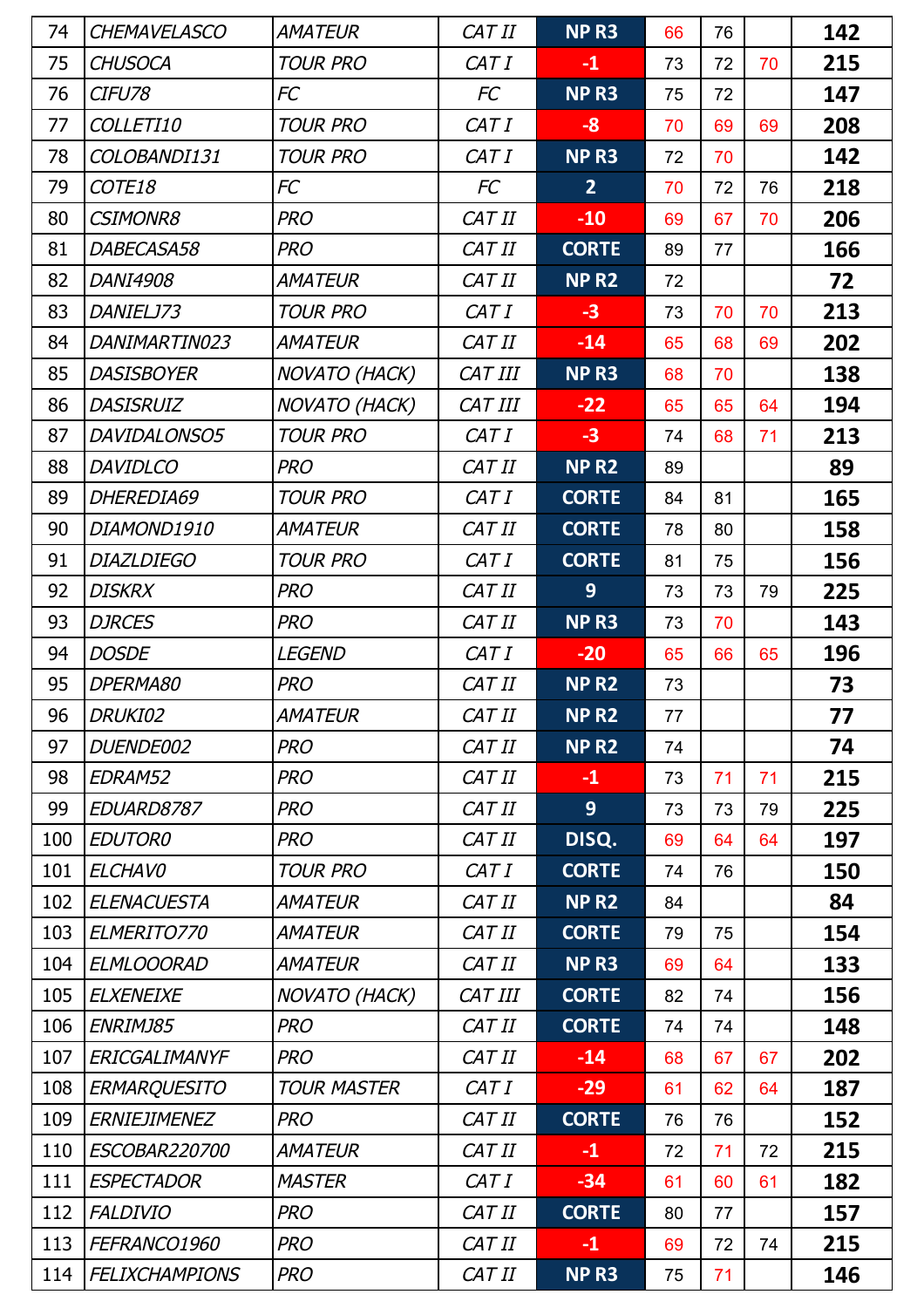| | | | | | | | | |
|---|---|---|---|---|---|---|---|---|
| 74 | *CHEMAVELASCO* | *AMATEUR* | *CAT II* | NP R3 | 66 | 76 | | **142** |
| 75 | *CHUSOCA* | *TOUR PRO* | *CAT I* | -1 | 73 | 72 | 70 | **215** |
| 76 | *CIFU78* | *FC* | *FC* | NP R3 | 75 | 72 | | **147** |
| 77 | *COLLETI10* | *TOUR PRO* | *CAT I* | -8 | 70 | 69 | 69 | **208** |
| 78 | *COLOBANDI131* | *TOUR PRO* | *CAT I* | NP R3 | 72 | 70 | | **142** |
| 79 | *COTE18* | *FC* | *FC* | 2 | 70 | 72 | 76 | **218** |
| 80 | *CSIMONR8* | *PRO* | *CAT II* | -10 | 69 | 67 | 70 | **206** |
| 81 | *DABECASA58* | *PRO* | *CAT II* | CORTE | 89 | 77 | | **166** |
| 82 | *DANI4908* | *AMATEUR* | *CAT II* | NP R2 | 72 | | | **72** |
| 83 | *DANIELJ73* | *TOUR PRO* | *CAT I* | -3 | 73 | 70 | 70 | **213** |
| 84 | *DANIMARTIN023* | *AMATEUR* | *CAT II* | -14 | 65 | 68 | 69 | **202** |
| 85 | *DASISBOYER* | *NOVATO (HACK)* | *CAT III* | NP R3 | 68 | 70 | | **138** |
| 86 | *DASISRUIZ* | *NOVATO (HACK)* | *CAT III* | -22 | 65 | 65 | 64 | **194** |
| 87 | *DAVIDALONSO5* | *TOUR PRO* | *CAT I* | -3 | 74 | 68 | 71 | **213** |
| 88 | *DAVIDLCO* | *PRO* | *CAT II* | NP R2 | 89 | | | **89** |
| 89 | *DHEREDIA69* | *TOUR PRO* | *CAT I* | CORTE | 84 | 81 | | **165** |
| 90 | *DIAMOND1910* | *AMATEUR* | *CAT II* | CORTE | 78 | 80 | | **158** |
| 91 | *DIAZLDIEGO* | *TOUR PRO* | *CAT I* | CORTE | 81 | 75 | | **156** |
| 92 | *DISKRX* | *PRO* | *CAT II* | 9 | 73 | 73 | 79 | **225** |
| 93 | *DJRCES* | *PRO* | *CAT II* | NP R3 | 73 | 70 | | **143** |
| 94 | *DOSDE* | *LEGEND* | *CAT I* | -20 | 65 | 66 | 65 | **196** |
| 95 | *DPERMA80* | *PRO* | *CAT II* | NP R2 | 73 | | | **73** |
| 96 | *DRUKI02* | *AMATEUR* | *CAT II* | NP R2 | 77 | | | **77** |
| 97 | *DUENDE002* | *PRO* | *CAT II* | NP R2 | 74 | | | **74** |
| 98 | *EDRAM52* | *PRO* | *CAT II* | -1 | 73 | 71 | 71 | **215** |
| 99 | *EDUARD8787* | *PRO* | *CAT II* | 9 | 73 | 73 | 79 | **225** |
| 100 | *EDUTOR0* | *PRO* | *CAT II* | DISQ. | 69 | 64 | 64 | **197** |
| 101 | *ELCHAV0* | *TOUR PRO* | *CAT I* | CORTE | 74 | 76 | | **150** |
| 102 | *ELENACUESTA* | *AMATEUR* | *CAT II* | NP R2 | 84 | | | **84** |
| 103 | *ELMERITO770* | *AMATEUR* | *CAT II* | CORTE | 79 | 75 | | **154** |
| 104 | *ELMLOOORAD* | *AMATEUR* | *CAT II* | NP R3 | 69 | 64 | | **133** |
| 105 | *ELXENEIXE* | *NOVATO (HACK)* | *CAT III* | CORTE | 82 | 74 | | **156** |
| 106 | *ENRIMJ85* | *PRO* | *CAT II* | CORTE | 74 | 74 | | **148** |
| 107 | *ERICGALIMANYF* | *PRO* | *CAT II* | -14 | 68 | 67 | 67 | **202** |
| 108 | *ERMARQUESITO* | *TOUR MASTER* | *CAT I* | -29 | 61 | 62 | 64 | **187** |
| 109 | *ERNIEJIMENEZ* | *PRO* | *CAT II* | CORTE | 76 | 76 | | **152** |
| 110 | *ESCOBAR220700* | *AMATEUR* | *CAT II* | -1 | 72 | 71 | 72 | **215** |
| 111 | *ESPECTADOR* | *MASTER* | *CAT I* | -34 | 61 | 60 | 61 | **182** |
| 112 | *FALDIVIO* | *PRO* | *CAT II* | CORTE | 80 | 77 | | **157** |
| 113 | *FEFRANCO1960* | *PRO* | *CAT II* | -1 | 69 | 72 | 74 | **215** |
| 114 | *FELIXCHAMPIONS* | *PRO* | *CAT II* | NP R3 | 75 | 71 | | **146** |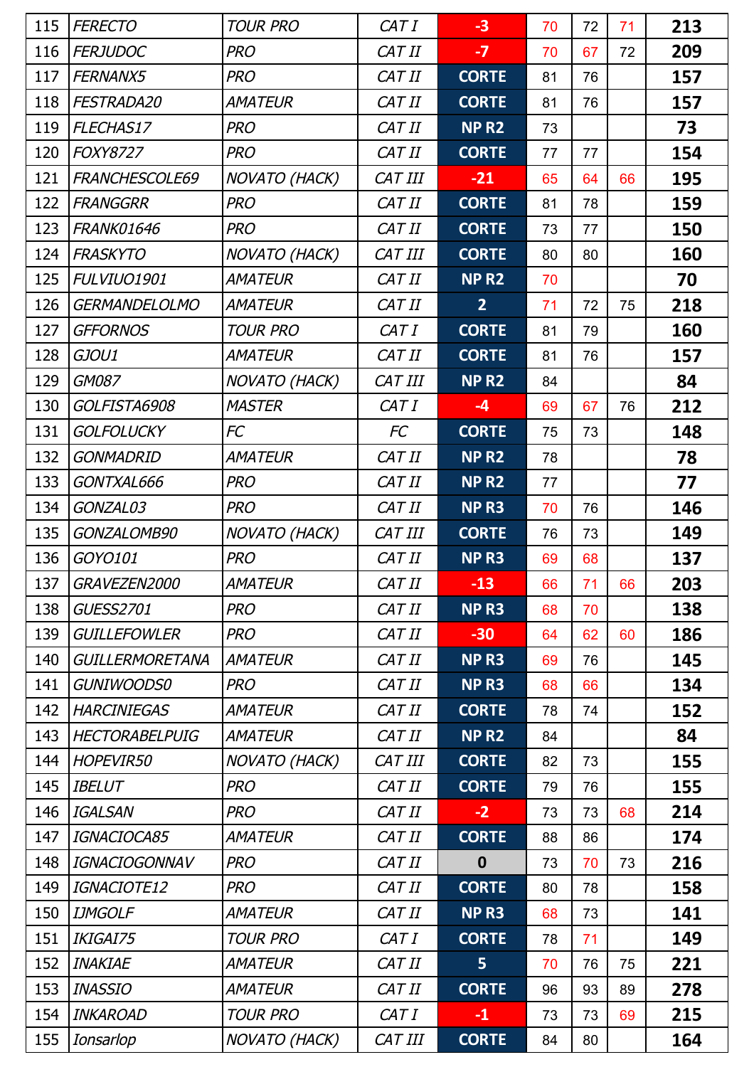| 115 | FERECTO | TOUR PRO | CAT I | -3 | 70 | 72 | 71 | 213 |
|---|---|---|---|---|---|---|---|---|
| 116 | FERJUDOC | PRO | CAT II | -7 | 70 | 67 | 72 | 209 |
| 117 | FERNANX5 | PRO | CAT II | CORTE | 81 | 76 | | 157 |
| 118 | FESTRADA20 | AMATEUR | CAT II | CORTE | 81 | 76 | | 157 |
| 119 | FLECHAS17 | PRO | CAT II | NP R2 | 73 | | | 73 |
| 120 | FOXY8727 | PRO | CAT II | CORTE | 77 | 77 | | 154 |
| 121 | FRANCHESCOLE69 | NOVATO (HACK) | CAT III | -21 | 65 | 64 | 66 | 195 |
| 122 | FRANGGRR | PRO | CAT II | CORTE | 81 | 78 | | 159 |
| 123 | FRANK01646 | PRO | CAT II | CORTE | 73 | 77 | | 150 |
| 124 | FRASKYTO | NOVATO (HACK) | CAT III | CORTE | 80 | 80 | | 160 |
| 125 | FULVIUO1901 | AMATEUR | CAT II | NP R2 | 70 | | | 70 |
| 126 | GERMANDELOLMO | AMATEUR | CAT II | 2 | 71 | 72 | 75 | 218 |
| 127 | GFFORNOS | TOUR PRO | CAT I | CORTE | 81 | 79 | | 160 |
| 128 | GJOU1 | AMATEUR | CAT II | CORTE | 81 | 76 | | 157 |
| 129 | GM087 | NOVATO (HACK) | CAT III | NP R2 | 84 | | | 84 |
| 130 | GOLFISTA6908 | MASTER | CAT I | -4 | 69 | 67 | 76 | 212 |
| 131 | GOLFOLUCKY | FC | FC | CORTE | 75 | 73 | | 148 |
| 132 | GONMADRID | AMATEUR | CAT II | NP R2 | 78 | | | 78 |
| 133 | GONTXAL666 | PRO | CAT II | NP R2 | 77 | | | 77 |
| 134 | GONZAL03 | PRO | CAT II | NP R3 | 70 | 76 | | 146 |
| 135 | GONZALOMB90 | NOVATO (HACK) | CAT III | CORTE | 76 | 73 | | 149 |
| 136 | GOYO101 | PRO | CAT II | NP R3 | 69 | 68 | | 137 |
| 137 | GRAVEZEN2000 | AMATEUR | CAT II | -13 | 66 | 71 | 66 | 203 |
| 138 | GUESS2701 | PRO | CAT II | NP R3 | 68 | 70 | | 138 |
| 139 | GUILLEFOWLER | PRO | CAT II | -30 | 64 | 62 | 60 | 186 |
| 140 | GUILLERMORETANA | AMATEUR | CAT II | NP R3 | 69 | 76 | | 145 |
| 141 | GUNIWOODS0 | PRO | CAT II | NP R3 | 68 | 66 | | 134 |
| 142 | HARCINIEGAS | AMATEUR | CAT II | CORTE | 78 | 74 | | 152 |
| 143 | HECTORABELPUIG | AMATEUR | CAT II | NP R2 | 84 | | | 84 |
| 144 | HOPEVIR50 | NOVATO (HACK) | CAT III | CORTE | 82 | 73 | | 155 |
| 145 | IBELUT | PRO | CAT II | CORTE | 79 | 76 | | 155 |
| 146 | IGALSAN | PRO | CAT II | -2 | 73 | 73 | 68 | 214 |
| 147 | IGNACIOCA85 | AMATEUR | CAT II | CORTE | 88 | 86 | | 174 |
| 148 | IGNACIOGONNAV | PRO | CAT II | 0 | 73 | 70 | 73 | 216 |
| 149 | IGNACIOTE12 | PRO | CAT II | CORTE | 80 | 78 | | 158 |
| 150 | IJMGOLF | AMATEUR | CAT II | NP R3 | 68 | 73 | | 141 |
| 151 | IKIGAI75 | TOUR PRO | CAT I | CORTE | 78 | 71 | | 149 |
| 152 | INAKIAE | AMATEUR | CAT II | 5 | 70 | 76 | 75 | 221 |
| 153 | INASSIO | AMATEUR | CAT II | CORTE | 96 | 93 | 89 | 278 |
| 154 | INKAROAD | TOUR PRO | CAT I | -1 | 73 | 73 | 69 | 215 |
| 155 | Ionsarlop | NOVATO (HACK) | CAT III | CORTE | 84 | 80 | | 164 |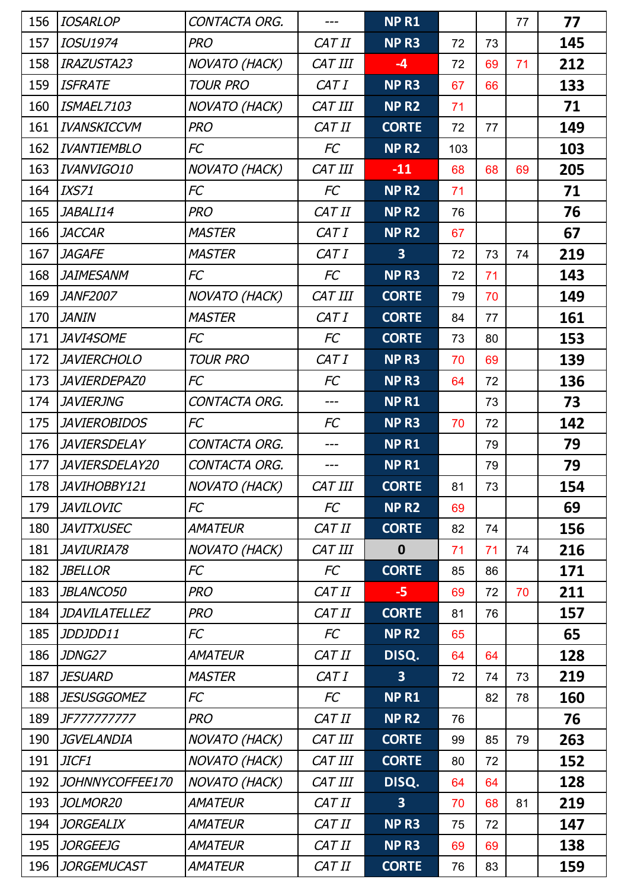| | | | | | | | | |
|---|---|---|---|---|---|---|---|---|
| 156 | IOSARLOP | CONTACTA ORG. | --- | NP R1 | | | 77 | 77 |
| 157 | IOSU1974 | PRO | CAT II | NP R3 | 72 | 73 | | 145 |
| 158 | IRAZUSTA23 | NOVATO (HACK) | CAT III | -4 | 72 | 69 | 71 | 212 |
| 159 | ISFRATE | TOUR PRO | CAT I | NP R3 | 67 | 66 | | 133 |
| 160 | ISMAEL7103 | NOVATO (HACK) | CAT III | NP R2 | 71 | | | 71 |
| 161 | IVANSKICCVM | PRO | CAT II | CORTE | 72 | 77 | | 149 |
| 162 | IVANTIEMBLO | FC | FC | NP R2 | 103 | | | 103 |
| 163 | IVANVIGO10 | NOVATO (HACK) | CAT III | -11 | 68 | 68 | 69 | 205 |
| 164 | IXS71 | FC | FC | NP R2 | 71 | | | 71 |
| 165 | JABALI14 | PRO | CAT II | NP R2 | 76 | | | 76 |
| 166 | JACCAR | MASTER | CAT I | NP R2 | 67 | | | 67 |
| 167 | JAGAFE | MASTER | CAT I | 3 | 72 | 73 | 74 | 219 |
| 168 | JAIMESANM | FC | FC | NP R3 | 72 | 71 | | 143 |
| 169 | JANF2007 | NOVATO (HACK) | CAT III | CORTE | 79 | 70 | | 149 |
| 170 | JANIN | MASTER | CAT I | CORTE | 84 | 77 | | 161 |
| 171 | JAVI4SOME | FC | FC | CORTE | 73 | 80 | | 153 |
| 172 | JAVIERCHOLO | TOUR PRO | CAT I | NP R3 | 70 | 69 | | 139 |
| 173 | JAVIERDEPAZ0 | FC | FC | NP R3 | 64 | 72 | | 136 |
| 174 | JAVIERJNG | CONTACTA ORG. | --- | NP R1 | | 73 | | 73 |
| 175 | JAVIEROBIDOS | FC | FC | NP R3 | 70 | 72 | | 142 |
| 176 | JAVIERSDELAY | CONTACTA ORG. | --- | NP R1 | | 79 | | 79 |
| 177 | JAVIERSDELAY20 | CONTACTA ORG. | --- | NP R1 | | 79 | | 79 |
| 178 | JAVIHOBBY121 | NOVATO (HACK) | CAT III | CORTE | 81 | 73 | | 154 |
| 179 | JAVILOVIC | FC | FC | NP R2 | 69 | | | 69 |
| 180 | JAVITXUSEC | AMATEUR | CAT II | CORTE | 82 | 74 | | 156 |
| 181 | JAVIURIA78 | NOVATO (HACK) | CAT III | 0 | 71 | 71 | 74 | 216 |
| 182 | JBELLOR | FC | FC | CORTE | 85 | 86 | | 171 |
| 183 | JBLANCO50 | PRO | CAT II | -5 | 69 | 72 | 70 | 211 |
| 184 | JDAVILATELLEZ | PRO | CAT II | CORTE | 81 | 76 | | 157 |
| 185 | JDDJDD11 | FC | FC | NP R2 | 65 | | | 65 |
| 186 | JDNG27 | AMATEUR | CAT II | DISQ. | 64 | 64 | | 128 |
| 187 | JESUARD | MASTER | CAT I | 3 | 72 | 74 | 73 | 219 |
| 188 | JESUSGGOMEZ | FC | FC | NP R1 | | 82 | 78 | 160 |
| 189 | JF777777777 | PRO | CAT II | NP R2 | 76 | | | 76 |
| 190 | JGVELANDIA | NOVATO (HACK) | CAT III | CORTE | 99 | 85 | 79 | 263 |
| 191 | JICF1 | NOVATO (HACK) | CAT III | CORTE | 80 | 72 | | 152 |
| 192 | JOHNNYCOFFEE170 | NOVATO (HACK) | CAT III | DISQ. | 64 | 64 | | 128 |
| 193 | JOLMOR20 | AMATEUR | CAT II | 3 | 70 | 68 | 81 | 219 |
| 194 | JORGEALIX | AMATEUR | CAT II | NP R3 | 75 | 72 | | 147 |
| 195 | JORGEEJG | AMATEUR | CAT II | NP R3 | 69 | 69 | | 138 |
| 196 | JORGEMUCAST | AMATEUR | CAT II | CORTE | 76 | 83 | | 159 |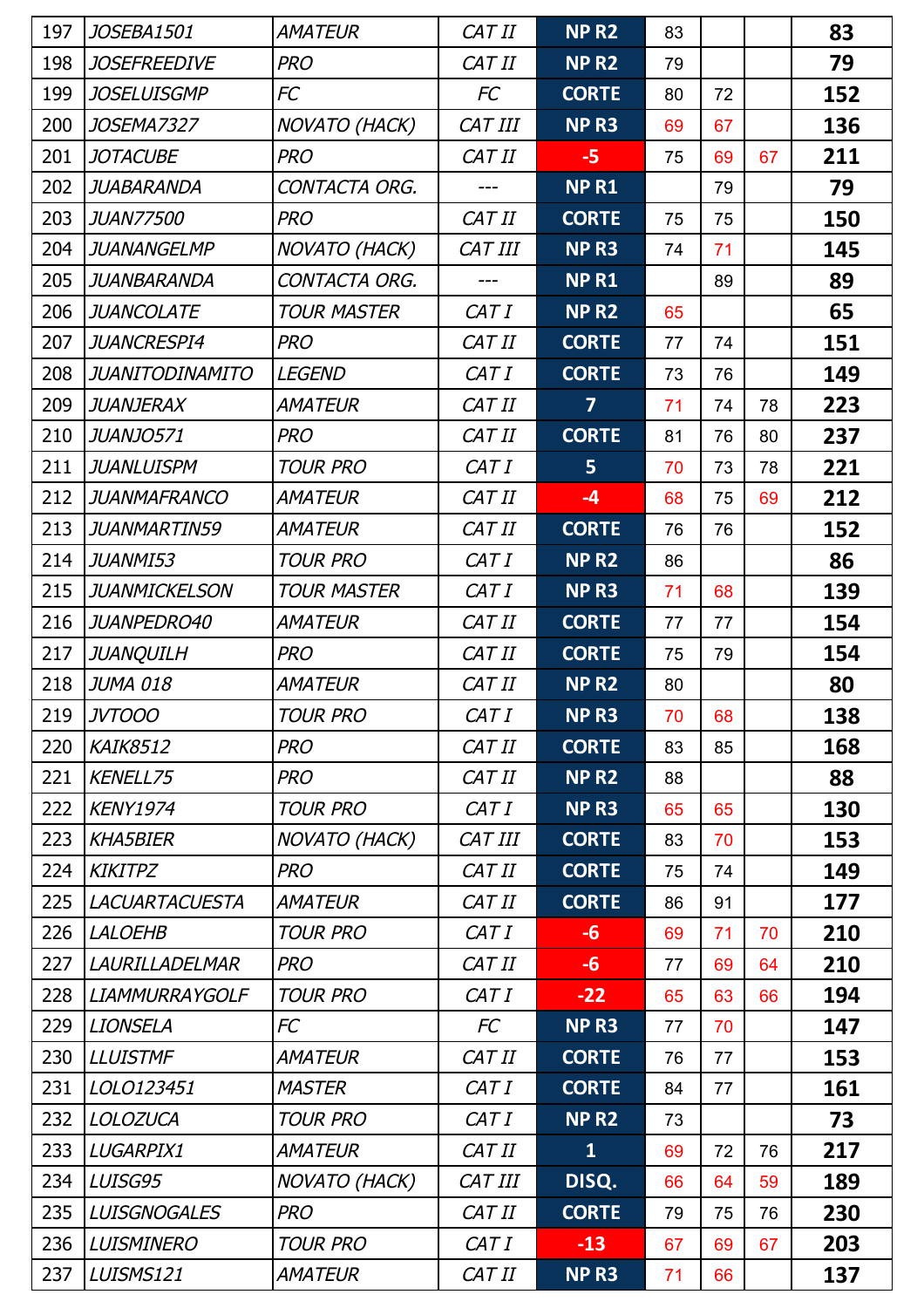| 197 | JOSEBA1501 | AMATEUR | CAT II | NP R2 | 83 | | | 83 |
|---|---|---|---|---|---|---|---|---|
| 198 | JOSEFREEDIVE | PRO | CAT II | NP R2 | 79 | | | 79 |
| 199 | JOSELUISGMP | FC | FC | CORTE | 80 | 72 | | 152 |
| 200 | JOSEMA7327 | NOVATO (HACK) | CAT III | NP R3 | 69 | 67 | | 136 |
| 201 | JOTACUBE | PRO | CAT II | -5 | 75 | 69 | 67 | 211 |
| 202 | JUABARANDA | CONTACTA ORG. | --- | NP R1 | | 79 | | 79 |
| 203 | JUAN77500 | PRO | CAT II | CORTE | 75 | 75 | | 150 |
| 204 | JUANANGELMP | NOVATO (HACK) | CAT III | NP R3 | 74 | 71 | | 145 |
| 205 | JUANBARANDA | CONTACTA ORG. | --- | NP R1 | | 89 | | 89 |
| 206 | JUANCOLATE | TOUR MASTER | CAT I | NP R2 | 65 | | | 65 |
| 207 | JUANCRESPI4 | PRO | CAT II | CORTE | 77 | 74 | | 151 |
| 208 | JUANITODINAMITO | LEGEND | CAT I | CORTE | 73 | 76 | | 149 |
| 209 | JUANJERAX | AMATEUR | CAT II | 7 | 71 | 74 | 78 | 223 |
| 210 | JUANJO571 | PRO | CAT II | CORTE | 81 | 76 | 80 | 237 |
| 211 | JUANLUISPM | TOUR PRO | CAT I | 5 | 70 | 73 | 78 | 221 |
| 212 | JUANMAFRANCO | AMATEUR | CAT II | -4 | 68 | 75 | 69 | 212 |
| 213 | JUANMARTIN59 | AMATEUR | CAT II | CORTE | 76 | 76 | | 152 |
| 214 | JUANMI53 | TOUR PRO | CAT I | NP R2 | 86 | | | 86 |
| 215 | JUANMICKELSON | TOUR MASTER | CAT I | NP R3 | 71 | 68 | | 139 |
| 216 | JUANPEDRO40 | AMATEUR | CAT II | CORTE | 77 | 77 | | 154 |
| 217 | JUANQUILH | PRO | CAT II | CORTE | 75 | 79 | | 154 |
| 218 | JUMA 018 | AMATEUR | CAT II | NP R2 | 80 | | | 80 |
| 219 | JVTOOO | TOUR PRO | CAT I | NP R3 | 70 | 68 | | 138 |
| 220 | KAIK8512 | PRO | CAT II | CORTE | 83 | 85 | | 168 |
| 221 | KENELL75 | PRO | CAT II | NP R2 | 88 | | | 88 |
| 222 | KENY1974 | TOUR PRO | CAT I | NP R3 | 65 | 65 | | 130 |
| 223 | KHA5BIER | NOVATO (HACK) | CAT III | CORTE | 83 | 70 | | 153 |
| 224 | KIKITPZ | PRO | CAT II | CORTE | 75 | 74 | | 149 |
| 225 | LACUARTACUESTA | AMATEUR | CAT II | CORTE | 86 | 91 | | 177 |
| 226 | LALOEHB | TOUR PRO | CAT I | -6 | 69 | 71 | 70 | 210 |
| 227 | LAURILLADELMAR | PRO | CAT II | -6 | 77 | 69 | 64 | 210 |
| 228 | LIAMMURRAYGOLF | TOUR PRO | CAT I | -22 | 65 | 63 | 66 | 194 |
| 229 | LIONSELA | FC | FC | NP R3 | 77 | 70 | | 147 |
| 230 | LLUISTMF | AMATEUR | CAT II | CORTE | 76 | 77 | | 153 |
| 231 | LOLO123451 | MASTER | CAT I | CORTE | 84 | 77 | | 161 |
| 232 | LOLOZUCA | TOUR PRO | CAT I | NP R2 | 73 | | | 73 |
| 233 | LUGARPIX1 | AMATEUR | CAT II | 1 | 69 | 72 | 76 | 217 |
| 234 | LUISG95 | NOVATO (HACK) | CAT III | DISQ. | 66 | 64 | 59 | 189 |
| 235 | LUISGNOGALES | PRO | CAT II | CORTE | 79 | 75 | 76 | 230 |
| 236 | LUISMINERO | TOUR PRO | CAT I | -13 | 67 | 69 | 67 | 203 |
| 237 | LUISMS121 | AMATEUR | CAT II | NP R3 | 71 | 66 | | 137 |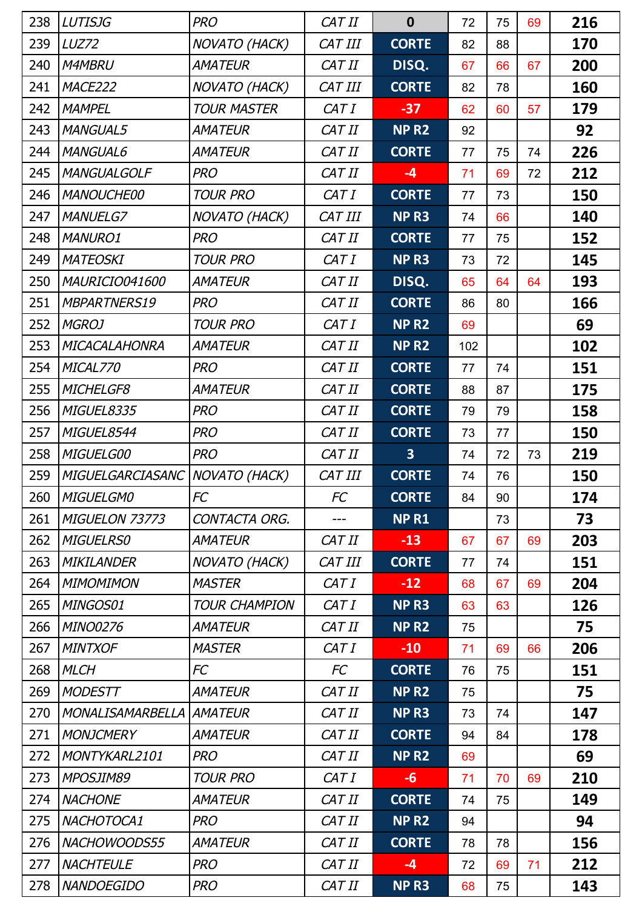| | | | | | | | | |
|---|---|---|---|---|---|---|---|---|
| 238 | LUTISJG | PRO | CAT II | 0 | 72 | 75 | 69 | 216 |
| 239 | LUZ72 | NOVATO (HACK) | CAT III | CORTE | 82 | 88 | | 170 |
| 240 | M4MBRU | AMATEUR | CAT II | DISQ. | 67 | 66 | 67 | 200 |
| 241 | MACE222 | NOVATO (HACK) | CAT III | CORTE | 82 | 78 | | 160 |
| 242 | MAMPEL | TOUR MASTER | CAT I | -37 | 62 | 60 | 57 | 179 |
| 243 | MANGUAL5 | AMATEUR | CAT II | NP R2 | 92 | | | 92 |
| 244 | MANGUAL6 | AMATEUR | CAT II | CORTE | 77 | 75 | 74 | 226 |
| 245 | MANGUALGOLF | PRO | CAT II | -4 | 71 | 69 | 72 | 212 |
| 246 | MANOUCHE00 | TOUR PRO | CAT I | CORTE | 77 | 73 | | 150 |
| 247 | MANUELG7 | NOVATO (HACK) | CAT III | NP R3 | 74 | 66 | | 140 |
| 248 | MANURO1 | PRO | CAT II | CORTE | 77 | 75 | | 152 |
| 249 | MATEOSKI | TOUR PRO | CAT I | NP R3 | 73 | 72 | | 145 |
| 250 | MAURICIO041600 | AMATEUR | CAT II | DISQ. | 65 | 64 | 64 | 193 |
| 251 | MBPARTNERS19 | PRO | CAT II | CORTE | 86 | 80 | | 166 |
| 252 | MGROJ | TOUR PRO | CAT I | NP R2 | 69 | | | 69 |
| 253 | MICACALAHONRA | AMATEUR | CAT II | NP R2 | 102 | | | 102 |
| 254 | MICAL770 | PRO | CAT II | CORTE | 77 | 74 | | 151 |
| 255 | MICHELGF8 | AMATEUR | CAT II | CORTE | 88 | 87 | | 175 |
| 256 | MIGUEL8335 | PRO | CAT II | CORTE | 79 | 79 | | 158 |
| 257 | MIGUEL8544 | PRO | CAT II | CORTE | 73 | 77 | | 150 |
| 258 | MIGUELG00 | PRO | CAT II | 3 | 74 | 72 | 73 | 219 |
| 259 | MIGUELGARCIASANC | NOVATO (HACK) | CAT III | CORTE | 74 | 76 | | 150 |
| 260 | MIGUELGM0 | FC | FC | CORTE | 84 | 90 | | 174 |
| 261 | MIGUELON 73773 | CONTACTA ORG. | --- | NP R1 | | 73 | | 73 |
| 262 | MIGUELRS0 | AMATEUR | CAT II | -13 | 67 | 67 | 69 | 203 |
| 263 | MIKILANDER | NOVATO (HACK) | CAT III | CORTE | 77 | 74 | | 151 |
| 264 | MIMOMIMON | MASTER | CAT I | -12 | 68 | 67 | 69 | 204 |
| 265 | MINGOS01 | TOUR CHAMPION | CAT I | NP R3 | 63 | 63 | | 126 |
| 266 | MINO0276 | AMATEUR | CAT II | NP R2 | 75 | | | 75 |
| 267 | MINTXOF | MASTER | CAT I | -10 | 71 | 69 | 66 | 206 |
| 268 | MLCH | FC | FC | CORTE | 76 | 75 | | 151 |
| 269 | MODESTT | AMATEUR | CAT II | NP R2 | 75 | | | 75 |
| 270 | MONALISAMARBELLA | AMATEUR | CAT II | NP R3 | 73 | 74 | | 147 |
| 271 | MONJCMERY | AMATEUR | CAT II | CORTE | 94 | 84 | | 178 |
| 272 | MONTYKARL2101 | PRO | CAT II | NP R2 | 69 | | | 69 |
| 273 | MPOSJIM89 | TOUR PRO | CAT I | -6 | 71 | 70 | 69 | 210 |
| 274 | NACHONE | AMATEUR | CAT II | CORTE | 74 | 75 | | 149 |
| 275 | NACHOTOCA1 | PRO | CAT II | NP R2 | 94 | | | 94 |
| 276 | NACHOWOODS55 | AMATEUR | CAT II | CORTE | 78 | 78 | | 156 |
| 277 | NACHTEULE | PRO | CAT II | -4 | 72 | 69 | 71 | 212 |
| 278 | NANDOEGIDO | PRO | CAT II | NP R3 | 68 | 75 | | 143 |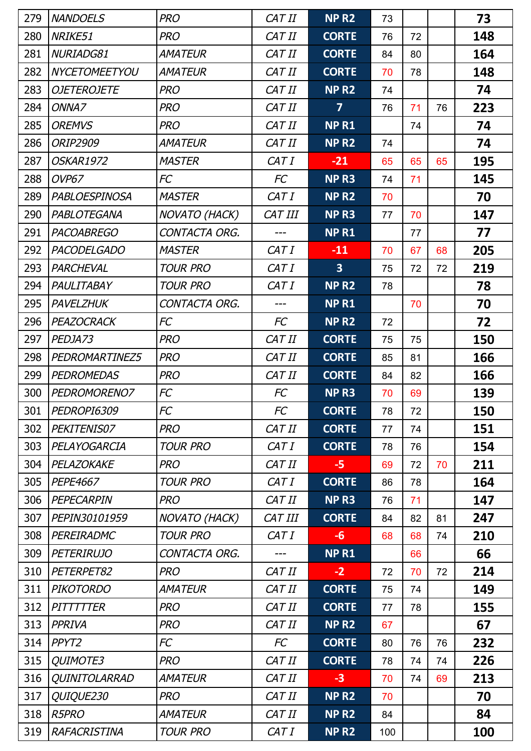| | | | | | | | | |
|---|---|---|---|---|---|---|---|---|
| 279 | NANDOELS | PRO | CAT II | NP R2 | 73 | | | 73 |
| 280 | NRIKE51 | PRO | CAT II | CORTE | 76 | 72 | | 148 |
| 281 | NURIADG81 | AMATEUR | CAT II | CORTE | 84 | 80 | | 164 |
| 282 | NYCETOMEETYOU | AMATEUR | CAT II | CORTE | 70 | 78 | | 148 |
| 283 | OJETEROJETE | PRO | CAT II | NP R2 | 74 | | | 74 |
| 284 | ONNA7 | PRO | CAT II | 7 | 76 | 71 | 76 | 223 |
| 285 | OREMVS | PRO | CAT II | NP R1 | | 74 | | 74 |
| 286 | ORIP2909 | AMATEUR | CAT II | NP R2 | 74 | | | 74 |
| 287 | OSKAR1972 | MASTER | CAT I | -21 | 65 | 65 | 65 | 195 |
| 288 | OVP67 | FC | FC | NP R3 | 74 | 71 | | 145 |
| 289 | PABLOESPINOSA | MASTER | CAT I | NP R2 | 70 | | | 70 |
| 290 | PABLOTEGANA | NOVATO (HACK) | CAT III | NP R3 | 77 | 70 | | 147 |
| 291 | PACOABREGO | CONTACTA ORG. | --- | NP R1 | | 77 | | 77 |
| 292 | PACODELGADO | MASTER | CAT I | -11 | 70 | 67 | 68 | 205 |
| 293 | PARCHEVAL | TOUR PRO | CAT I | 3 | 75 | 72 | 72 | 219 |
| 294 | PAULITABAY | TOUR PRO | CAT I | NP R2 | 78 | | | 78 |
| 295 | PAVELZHUK | CONTACTA ORG. | --- | NP R1 | | 70 | | 70 |
| 296 | PEAZOCRACK | FC | FC | NP R2 | 72 | | | 72 |
| 297 | PEDJA73 | PRO | CAT II | CORTE | 75 | 75 | | 150 |
| 298 | PEDROMARTINEZ5 | PRO | CAT II | CORTE | 85 | 81 | | 166 |
| 299 | PEDROMEDAS | PRO | CAT II | CORTE | 84 | 82 | | 166 |
| 300 | PEDROMORENO7 | FC | FC | NP R3 | 70 | 69 | | 139 |
| 301 | PEDROPI6309 | FC | FC | CORTE | 78 | 72 | | 150 |
| 302 | PEKITENIS07 | PRO | CAT II | CORTE | 77 | 74 | | 151 |
| 303 | PELAYOGARCIA | TOUR PRO | CAT I | CORTE | 78 | 76 | | 154 |
| 304 | PELAZOKAKE | PRO | CAT II | -5 | 69 | 72 | 70 | 211 |
| 305 | PEPE4667 | TOUR PRO | CAT I | CORTE | 86 | 78 | | 164 |
| 306 | PEPECARPIN | PRO | CAT II | NP R3 | 76 | 71 | | 147 |
| 307 | PEPIN30101959 | NOVATO (HACK) | CAT III | CORTE | 84 | 82 | 81 | 247 |
| 308 | PEREIRADMC | TOUR PRO | CAT I | -6 | 68 | 68 | 74 | 210 |
| 309 | PETERIRUJO | CONTACTA ORG. | --- | NP R1 | | 66 | | 66 |
| 310 | PETERPET82 | PRO | CAT II | -2 | 72 | 70 | 72 | 214 |
| 311 | PIKOTORDO | AMATEUR | CAT II | CORTE | 75 | 74 | | 149 |
| 312 | PITTTTTER | PRO | CAT II | CORTE | 77 | 78 | | 155 |
| 313 | PPRIVA | PRO | CAT II | NP R2 | 67 | | | 67 |
| 314 | PPYT2 | FC | FC | CORTE | 80 | 76 | 76 | 232 |
| 315 | QUIMOTE3 | PRO | CAT II | CORTE | 78 | 74 | 74 | 226 |
| 316 | QUINITOLARRAD | AMATEUR | CAT II | -3 | 70 | 74 | 69 | 213 |
| 317 | QUIQUE230 | PRO | CAT II | NP R2 | 70 | | | 70 |
| 318 | R5PRO | AMATEUR | CAT II | NP R2 | 84 | | | 84 |
| 319 | RAFACRISTINA | TOUR PRO | CAT I | NP R2 | 100 | | | 100 |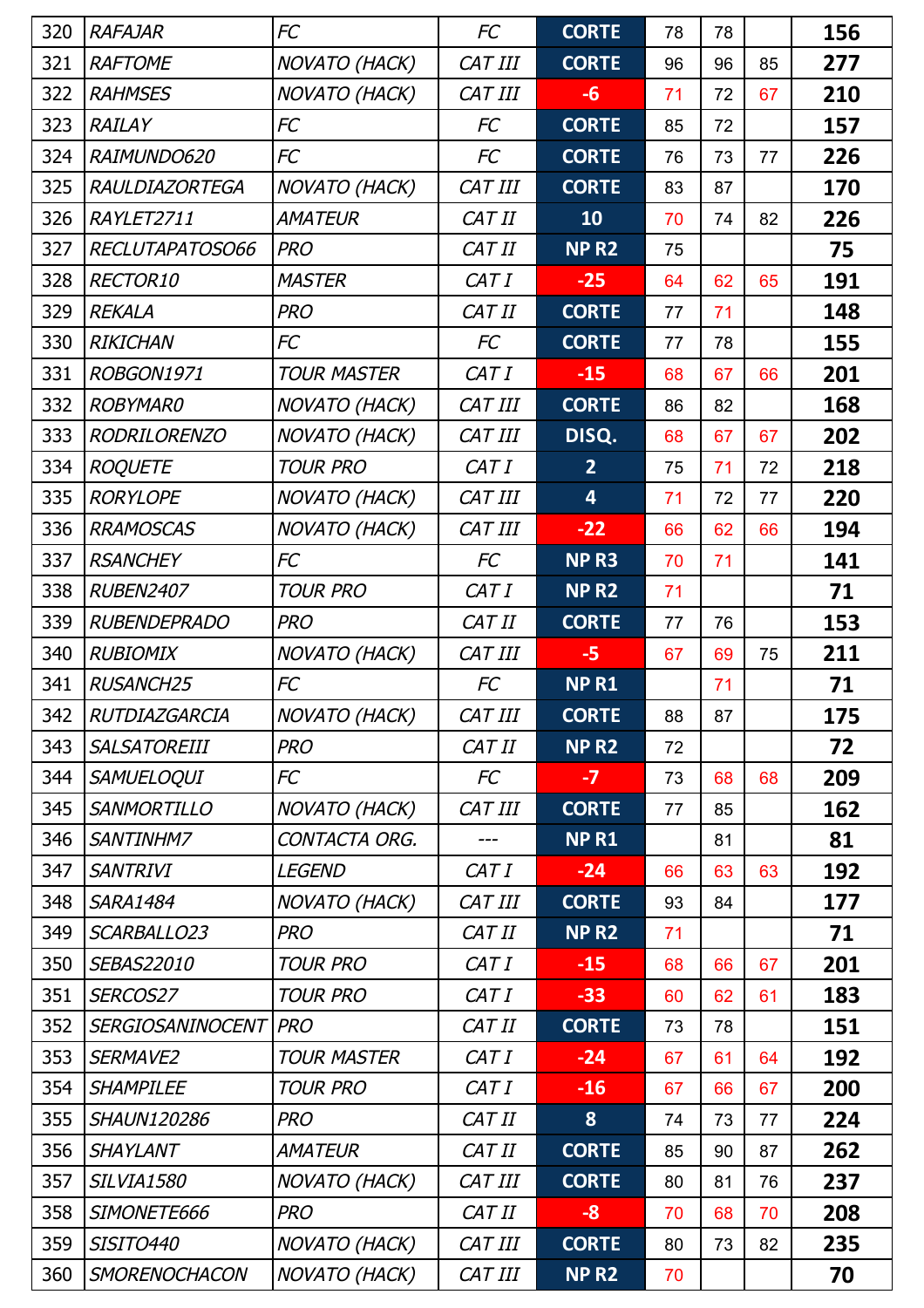| | | | | | | | | |
|---|---|---|---|---|---|---|---|---|
| 320 | *RAFAJAR* | *FC* | *FC* | CORTE | 78 | 78 | | **156** |
| 321 | *RAFTOME* | *NOVATO (HACK)* | *CAT III* | CORTE | 96 | 96 | 85 | **277** |
| 322 | *RAHMSES* | *NOVATO (HACK)* | *CAT III* | -6 | 71 | 72 | 67 | **210** |
| 323 | *RAILAY* | *FC* | *FC* | CORTE | 85 | 72 | | **157** |
| 324 | *RAIMUNDO620* | *FC* | *FC* | CORTE | 76 | 73 | 77 | **226** |
| 325 | *RAULDIAZORTEGA* | *NOVATO (HACK)* | *CAT III* | CORTE | 83 | 87 | | **170** |
| 326 | *RAYLET2711* | *AMATEUR* | *CAT II* | 10 | 70 | 74 | 82 | **226** |
| 327 | *RECLUTAPATOSO66* | *PRO* | *CAT II* | NP R2 | 75 | | | **75** |
| 328 | *RECTOR10* | *MASTER* | *CAT I* | -25 | 64 | 62 | 65 | **191** |
| 329 | *REKALA* | *PRO* | *CAT II* | CORTE | 77 | 71 | | **148** |
| 330 | *RIKICHAN* | *FC* | *FC* | CORTE | 77 | 78 | | **155** |
| 331 | *ROBGON1971* | *TOUR MASTER* | *CAT I* | -15 | 68 | 67 | 66 | **201** |
| 332 | *ROBYMAR0* | *NOVATO (HACK)* | *CAT III* | CORTE | 86 | 82 | | **168** |
| 333 | *RODRILORENZO* | *NOVATO (HACK)* | *CAT III* | DISQ. | 68 | 67 | 67 | **202** |
| 334 | *ROQUETE* | *TOUR PRO* | *CAT I* | 2 | 75 | 71 | 72 | **218** |
| 335 | *RORYLOPE* | *NOVATO (HACK)* | *CAT III* | 4 | 71 | 72 | 77 | **220** |
| 336 | *RRAMOSCAS* | *NOVATO (HACK)* | *CAT III* | -22 | 66 | 62 | 66 | **194** |
| 337 | *RSANCHEY* | *FC* | *FC* | NP R3 | 70 | 71 | | **141** |
| 338 | *RUBEN2407* | *TOUR PRO* | *CAT I* | NP R2 | 71 | | | **71** |
| 339 | *RUBENDEPRADO* | *PRO* | *CAT II* | CORTE | 77 | 76 | | **153** |
| 340 | *RUBIOMIX* | *NOVATO (HACK)* | *CAT III* | -5 | 67 | 69 | 75 | **211** |
| 341 | *RUSANCH25* | *FC* | *FC* | NP R1 | | 71 | | **71** |
| 342 | *RUTDIAZGARCIA* | *NOVATO (HACK)* | *CAT III* | CORTE | 88 | 87 | | **175** |
| 343 | *SALSATOREIII* | *PRO* | *CAT II* | NP R2 | 72 | | | **72** |
| 344 | *SAMUELOQUI* | *FC* | *FC* | -7 | 73 | 68 | 68 | **209** |
| 345 | *SANMORTILLO* | *NOVATO (HACK)* | *CAT III* | CORTE | 77 | 85 | | **162** |
| 346 | *SANTINHM7* | *CONTACTA ORG.* | --- | NP R1 | | 81 | | **81** |
| 347 | *SANTRIVI* | *LEGEND* | *CAT I* | -24 | 66 | 63 | 63 | **192** |
| 348 | *SARA1484* | *NOVATO (HACK)* | *CAT III* | CORTE | 93 | 84 | | **177** |
| 349 | *SCARBALLO23* | *PRO* | *CAT II* | NP R2 | 71 | | | **71** |
| 350 | *SEBAS22010* | *TOUR PRO* | *CAT I* | -15 | 68 | 66 | 67 | **201** |
| 351 | *SERCOS27* | *TOUR PRO* | *CAT I* | -33 | 60 | 62 | 61 | **183** |
| 352 | *SERGIOSANINOCENT* | *PRO* | *CAT II* | CORTE | 73 | 78 | | **151** |
| 353 | *SERMAVE2* | *TOUR MASTER* | *CAT I* | -24 | 67 | 61 | 64 | **192** |
| 354 | *SHAMPILEE* | *TOUR PRO* | *CAT I* | -16 | 67 | 66 | 67 | **200** |
| 355 | *SHAUN120286* | *PRO* | *CAT II* | 8 | 74 | 73 | 77 | **224** |
| 356 | *SHAYLANT* | *AMATEUR* | *CAT II* | CORTE | 85 | 90 | 87 | **262** |
| 357 | *SILVIA1580* | *NOVATO (HACK)* | *CAT III* | CORTE | 80 | 81 | 76 | **237** |
| 358 | *SIMONETE666* | *PRO* | *CAT II* | -8 | 70 | 68 | 70 | **208** |
| 359 | *SISITO440* | *NOVATO (HACK)* | *CAT III* | CORTE | 80 | 73 | 82 | **235** |
| 360 | *SMORENOCHACON* | *NOVATO (HACK)* | *CAT III* | NP R2 | 70 | | | **70** |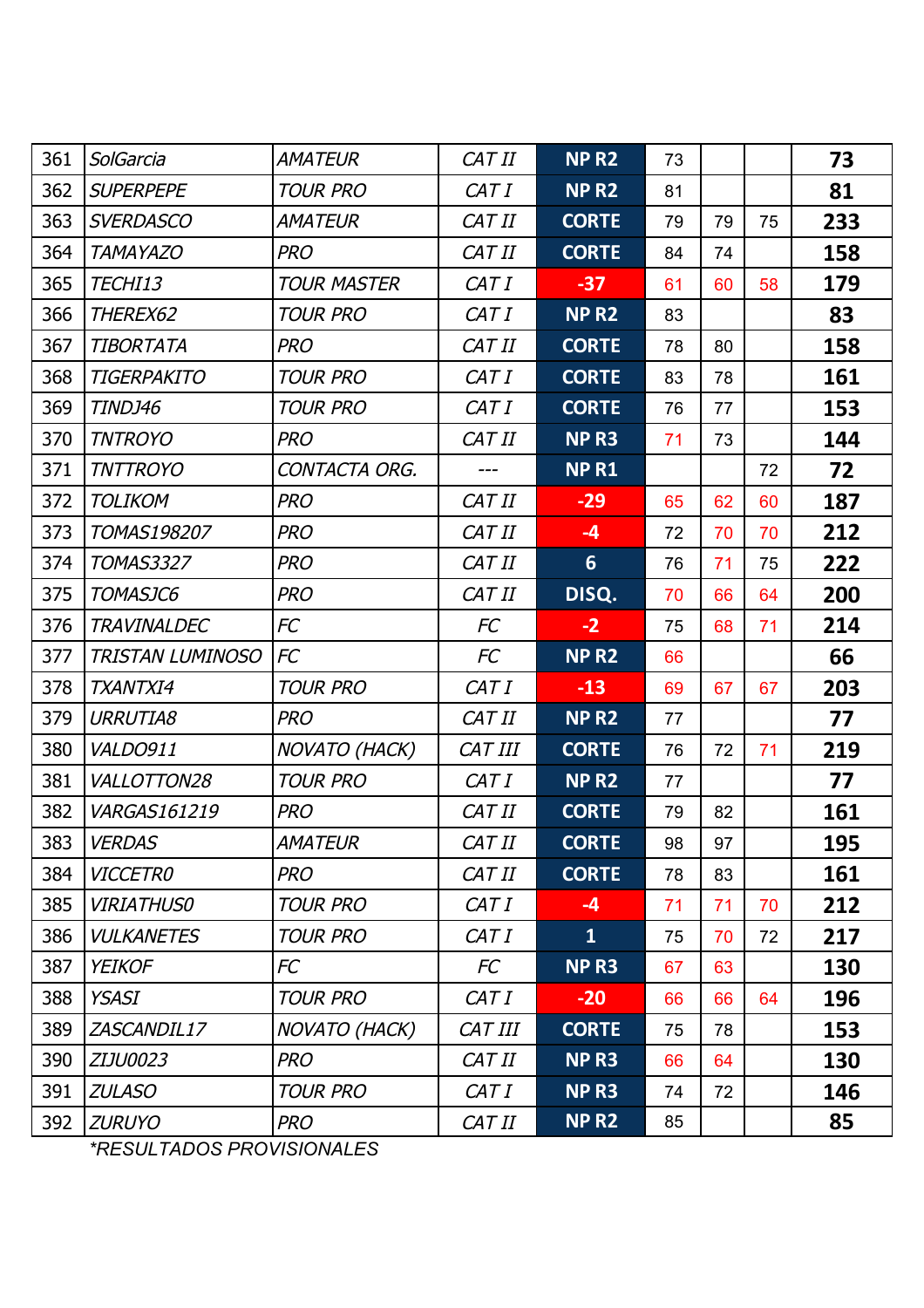| | | | | | | | | |
|---|---|---|---|---|---|---|---|---|
| 361 | *SolGarcia* | *AMATEUR* | *CAT II* | **NP R2** | 73 | | | **73** |
| 362 | *SUPERPEPE* | *TOUR PRO* | *CAT I* | **NP R2** | 81 | | | **81** |
| 363 | *SVERDASCO* | *AMATEUR* | *CAT II* | **CORTE** | 79 | 79 | 75 | **233** |
| 364 | *TAMAYAZO* | *PRO* | *CAT II* | **CORTE** | 84 | 74 | | **158** |
| 365 | *TECHI13* | *TOUR MASTER* | *CAT I* | **-37** | 61 | 60 | 58 | **179** |
| 366 | *THEREX62* | *TOUR PRO* | *CAT I* | **NP R2** | 83 | | | **83** |
| 367 | *TIBORTATA* | *PRO* | *CAT II* | **CORTE** | 78 | 80 | | **158** |
| 368 | *TIGERPAKITO* | *TOUR PRO* | *CAT I* | **CORTE** | 83 | 78 | | **161** |
| 369 | *TINDJ46* | *TOUR PRO* | *CAT I* | **CORTE** | 76 | 77 | | **153** |
| 370 | *TNTROYO* | *PRO* | *CAT II* | **NP R3** | 71 | 73 | | **144** |
| 371 | *TNTTROYO* | *CONTACTA ORG.* | --- | **NP R1** | | | 72 | **72** |
| 372 | *TOLIKOM* | *PRO* | *CAT II* | **-29** | 65 | 62 | 60 | **187** |
| 373 | *TOMAS198207* | *PRO* | *CAT II* | **-4** | 72 | 70 | 70 | **212** |
| 374 | *TOMAS3327* | *PRO* | *CAT II* | **6** | 76 | 71 | 75 | **222** |
| 375 | *TOMASJC6* | *PRO* | *CAT II* | **DISQ.** | 70 | 66 | 64 | **200** |
| 376 | *TRAVINALDEC* | *FC* | *FC* | **-2** | 75 | 68 | 71 | **214** |
| 377 | *TRISTAN LUMINOSO* | *FC* | *FC* | **NP R2** | 66 | | | **66** |
| 378 | *TXANTXI4* | *TOUR PRO* | *CAT I* | **-13** | 69 | 67 | 67 | **203** |
| 379 | *URRUTIA8* | *PRO* | *CAT II* | **NP R2** | 77 | | | **77** |
| 380 | *VALDO911* | *NOVATO (HACK)* | *CAT III* | **CORTE** | 76 | 72 | 71 | **219** |
| 381 | *VALLOTTON28* | *TOUR PRO* | *CAT I* | **NP R2** | 77 | | | **77** |
| 382 | *VARGAS161219* | *PRO* | *CAT II* | **CORTE** | 79 | 82 | | **161** |
| 383 | *VERDAS* | *AMATEUR* | *CAT II* | **CORTE** | 98 | 97 | | **195** |
| 384 | *VICCETR0* | *PRO* | *CAT II* | **CORTE** | 78 | 83 | | **161** |
| 385 | *VIRIATHUS0* | *TOUR PRO* | *CAT I* | **-4** | 71 | 71 | 70 | **212** |
| 386 | *VULKANETES* | *TOUR PRO* | *CAT I* | **1** | 75 | 70 | 72 | **217** |
| 387 | *YEIKOF* | *FC* | *FC* | **NP R3** | 67 | 63 | | **130** |
| 388 | *YSASI* | *TOUR PRO* | *CAT I* | **-20** | 66 | 66 | 64 | **196** |
| 389 | *ZASCANDIL17* | *NOVATO (HACK)* | *CAT III* | **CORTE** | 75 | 78 | | **153** |
| 390 | *ZIJU0023* | *PRO* | *CAT II* | **NP R3** | 66 | 64 | | **130** |
| 391 | *ZULASO* | *TOUR PRO* | *CAT I* | **NP R3** | 74 | 72 | | **146** |
| 392 | *ZURUYO* | *PRO* | *CAT II* | **NP R2** | 85 | | | **85** |

**RESULTADOS PROVISIONALES*